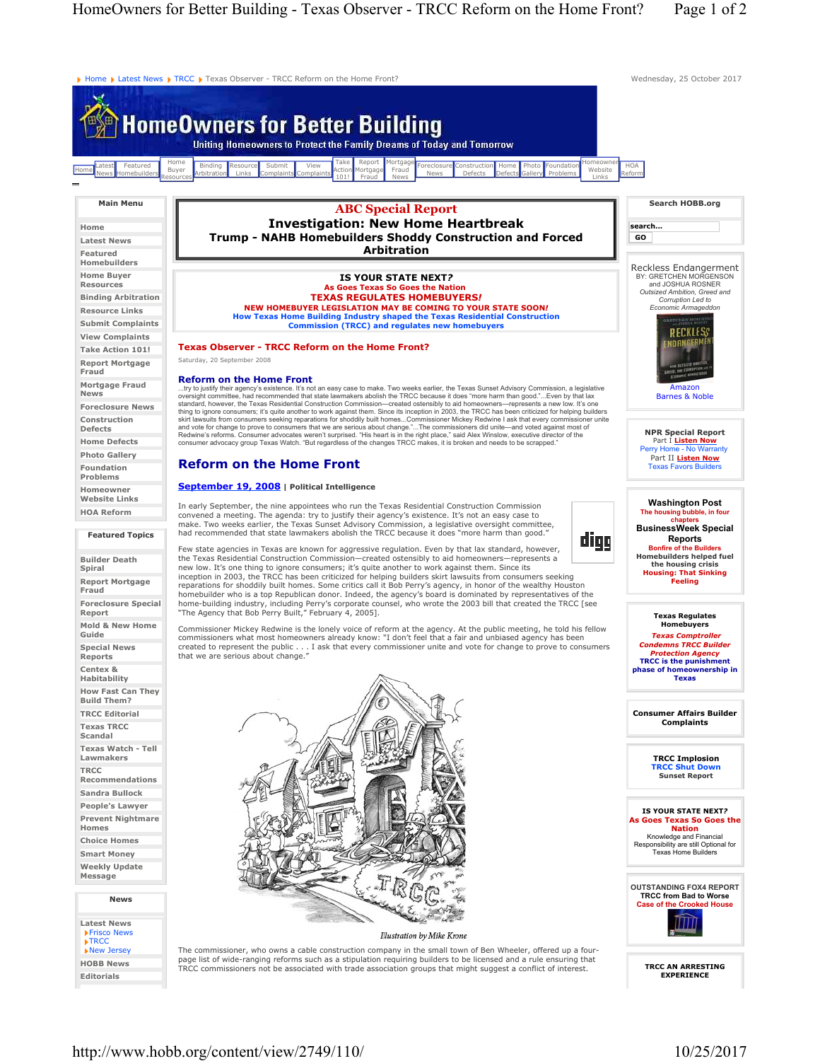Home ▸ Latest News ▸ TRCC ▸ Texas Observer - TRCC Reform on the Home Front?

Wednesday, 25 October 2017

# HomeOwners for Better Building

Uniting Homeowners to Protect the Family Dreams of Today and Tomorrow

Home | Latest News | Featured Homebuilders | Home Buyer Resources | Binding Arbitration | Resource Links | Submit Complaints | View Complaints | Take Action 101! | Report Mortgage Fraud | Mortgage Fraud News | Foreclosure News | Construction Defects | Home Defects | Photo Gallery | Foundation Problems | Homeowner Website Links | HOA Reform

**Main Menu**

- Home
- Latest News
- Featured Homebuilders
- Home Buyer Resources
- Binding Arbitration
- Resource Links
- Submit Complaints
- View Complaints
- Take Action 101!
- Report Mortgage Fraud
- Mortgage Fraud News
- Foreclosure News
- Construction Defects
- Home Defects
- Photo Gallery
- Foundation Problems
- Homeowner Website Links
- HOA Reform

**Featured Topics**

- Builder Death Spiral
- Report Mortgage Fraud
- Foreclosure Special Report
- Mold & New Home Guide
- Special News Reports
- Centex & Habitability
- How Fast Can They Build Them?
- TRCC Editorial
- Texas TRCC Scandal
- Texas Watch - Tell Lawmakers
- TRCC Recommendations
- Sandra Bullock
- People's Lawyer
- Prevent Nightmare Homes
- Choice Homes
- Smart Money
- Weekly Update Message

**News**

- Latest News
  - Frisco News
  - TRCC
  - New Jersey
- HOBB News
- Editorials

## ABC Special Report
## Investigation: New Home Heartbreak
## Trump - NAHB Homebuilders Shoddy Construction and Forced Arbitration

**IS YOUR STATE NEXT?**
**As Goes Texas So Goes the Nation**
**TEXAS REGULATES HOMEBUYERS!**
**NEW HOMEBUYER LEGISLATION MAY BE COMING TO YOUR STATE SOON!**
**How Texas Home Building Industry shaped the Texas Residential Construction Commission (TRCC) and regulates new homebuyers**

## Texas Observer - TRCC Reform on the Home Front?

Saturday, 20 September 2008

### Reform on the Home Front

...try to justify their agency's existence. It's not an easy case to make. Two weeks earlier, the Texas Sunset Advisory Commission, a legislative oversight committee, had recommended that state lawmakers abolish the TRCC because it does "more harm than good."...Even by that lax standard, however, the Texas Residential Construction Commission—created ostensibly to aid homeowners—represents a new low. It's one thing to ignore consumers; it's quite another to work against them. Since its inception in 2003, the TRCC has been criticized for helping builders skirt lawsuits from consumers seeking reparations for shoddily built homes...Commissioner Mickey Redwine I ask that every commissioner unite and vote for change to prove to consumers that we are serious about change."...The commissioners did unite—and voted against most of Redwine's reforms. Consumer advocates weren't surprised. "His heart is in the right place," said Alex Winslow, executive director of the consumer advocacy group Texas Watch. "But regardless of the changes TRCC makes, it is broken and needs to be scrapped."

## Reform on the Home Front

**September 19, 2008** | **Political Intelligence**

In early September, the nine appointees who run the Texas Residential Construction Commission convened a meeting. The agenda: try to justify their agency's existence. It's not an easy case to make. Two weeks earlier, the Texas Sunset Advisory Commission, a legislative oversight committee, had recommended that state lawmakers abolish the TRCC because it does "more harm than good."

Few state agencies in Texas are known for aggressive regulation. Even by that lax standard, however, the Texas Residential Construction Commission—created ostensibly to aid homeowners—represents a new low. It's one thing to ignore consumers; it's quite another to work against them. Since its inception in 2003, the TRCC has been criticized for helping builders skirt lawsuits from consumers seeking reparations for shoddily built homes. Some critics call it Bob Perry's agency, in honor of the wealthy Houston homebuilder who is a top Republican donor. Indeed, the agency's board is dominated by representatives of the home-building industry, including Perry's corporate counsel, who wrote the 2003 bill that created the TRCC [see "The Agency that Bob Perry Built," February 4, 2005].

Commissioner Mickey Redwine is the lonely voice of reform at the agency. At the public meeting, he told his fellow commissioners what most homeowners already know: "I don't feel that a fair and unbiased agency has been created to represent the public . . . I ask that every commissioner unite and vote for change to prove to consumers that we are serious about change."

*Illustration by Mike Krone*

The commissioner, who owns a cable construction company in the small town of Ben Wheeler, offered up a four-page list of wide-ranging reforms such as a stipulation requiring builders to be licensed and a rule ensuring that TRCC commissioners not be associated with trade association groups that might suggest a conflict of interest.

**Search HOBB.org**

search... GO

**Reckless Endangerment**
BY: GRETCHEN MORGENSON and JOSHUA ROSNER
*Outsized Ambition, Greed and Corruption Led to Economic Armageddon*
Amazon
Barnes & Noble

**NPR Special Report**
Part I Listen Now
Perry Home - No Warranty
Part II Listen Now
Texas Favors Builders

**Washington Post**
The housing bubble, in four chapters
**BusinessWeek Special Reports**
Bonfire of the Builders
**Homebuilders helped fuel the housing crisis**
**Housing: That Sinking Feeling**

**Texas Regulates Homebuyers**
*Texas Comptroller Condemns TRCC Builder Protection Agency*
**TRCC is the punishment phase of homeownership in Texas**

**Consumer Affairs Builder Complaints**

**TRCC Implosion**
**TRCC Shut Down**
**Sunset Report**

**IS YOUR STATE NEXT?**
**As Goes Texas So Goes the Nation**
Knowledge and Financial Responsibility are still Optional for Texas Home Builders

**OUTSTANDING FOX4 REPORT**
**TRCC from Bad to Worse**
Case of the Crooked House

**TRCC AN ARRESTING EXPERIENCE**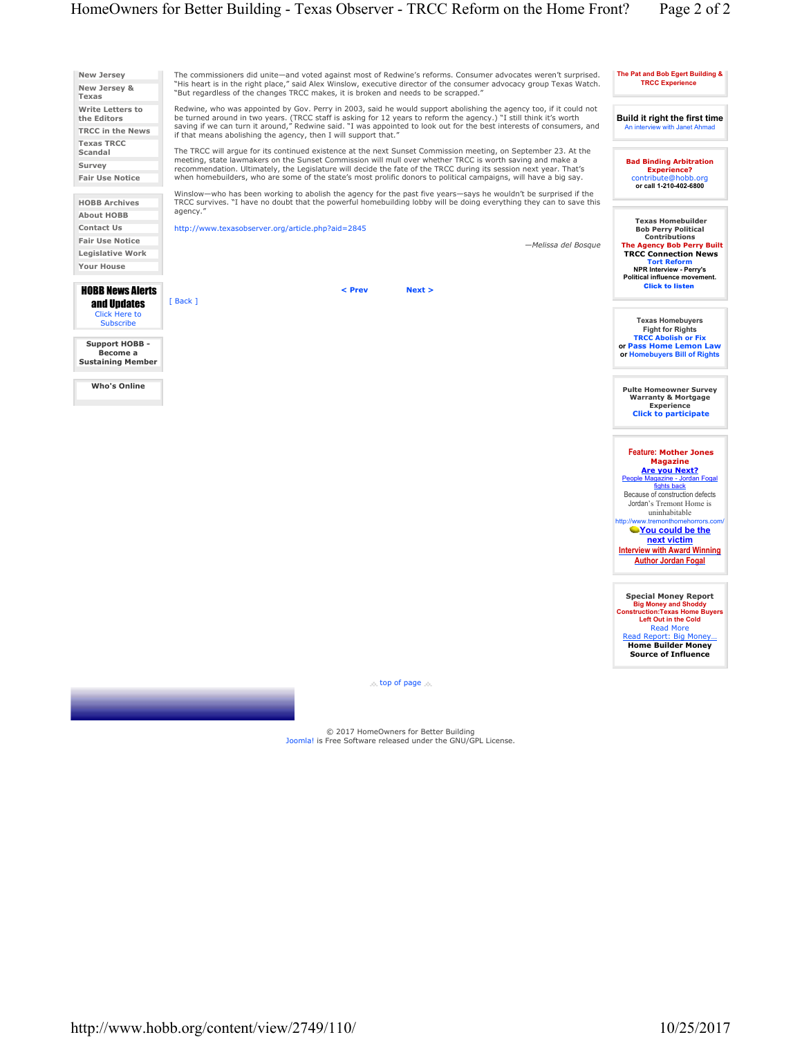The commissioners did unite—and voted against most of Redwine's reforms. Consumer advocates weren't surprised. "His heart is in the right place," said Alex Winslow, executive director of the consumer advocacy group Texas Watch. "But regardless of the changes TRCC makes, it is broken and needs to be scrapped."

Redwine, who was appointed by Gov. Perry in 2003, said he would support abolishing the agency too, if it could not be turned around in two years. (TRCC staff is asking for 12 years to reform the agency.) "I still think it's worth saving if we can turn it around," Redwine said. "I was appointed to look out for the best interests of consumers, and if that means abolishing the agency, then I will support that."

The TRCC will argue for its continued existence at the next Sunset Commission meeting, on September 23. At the meeting, state lawmakers on the Sunset Commission will mull over whether TRCC is worth saving and make a recommendation. Ultimately, the Legislature will decide the fate of the TRCC during its session next year. That's when homebuilders, who are some of the state's most prolific donors to political campaigns, will have a big say.

Winslow—who has been working to abolish the agency for the past five years—says he wouldn't be surprised if the TRCC survives. "I have no doubt that the powerful homebuilding lobby will be doing everything they can to save this agency."

http://www.texasobserver.org/article.php?aid=2845

*—Melissa del Bosque*

< Prev Next >

[ Back ]

New Jersey
New Jersey & Texas
Write Letters to the Editors
TRCC in the News
Texas TRCC Scandal
Survey
Fair Use Notice

HOBB Archives
About HOBB
Contact Us
Fair Use Notice
Legislative Work
Your House

**HOBB News Alerts and Updates**
Click Here to Subscribe

**Support HOBB - Become a Sustaining Member**

**Who's Online**

The Pat and Bob Egert Building & TRCC Experience

**Build it right the first time**
An interview with Janet Ahmad

**Bad Binding Arbitration Experience?**
contribute@hobb.org
or call 1-210-402-6800

**Texas Homebuilder Bob Perry Political Contributions**
The Agency Bob Perry Built
**TRCC Connection News**
Tort Reform
NPR Interview - Perry's Political influence movement.
Click to listen

Texas Homebuyers Fight for Rights
TRCC Abolish or Fix
or Pass Home Lemon Law
or Homebuyers Bill of Rights

**Pulte Homeowner Survey Warranty & Mortgage Experience**
Click to participate

**Feature: Mother Jones Magazine**
**Are you Next?**
People Magazine - Jordan Fogal fights back
Because of construction defects Jordan's Tremont Home is uninhabitable
http://www.tremonthomehorrors.com/
**You could be the next victim**
**Interview with Award Winning Author Jordan Fogal**

**Special Money Report**
Big Money and Shoddy Construction:Texas Home Buyers Left Out in the Cold
Read More
Read Report: Big Money...
**Home Builder Money Source of Influence**

top of page

© 2017 HomeOwners for Better Building
Joomla! is Free Software released under the GNU/GPL License.